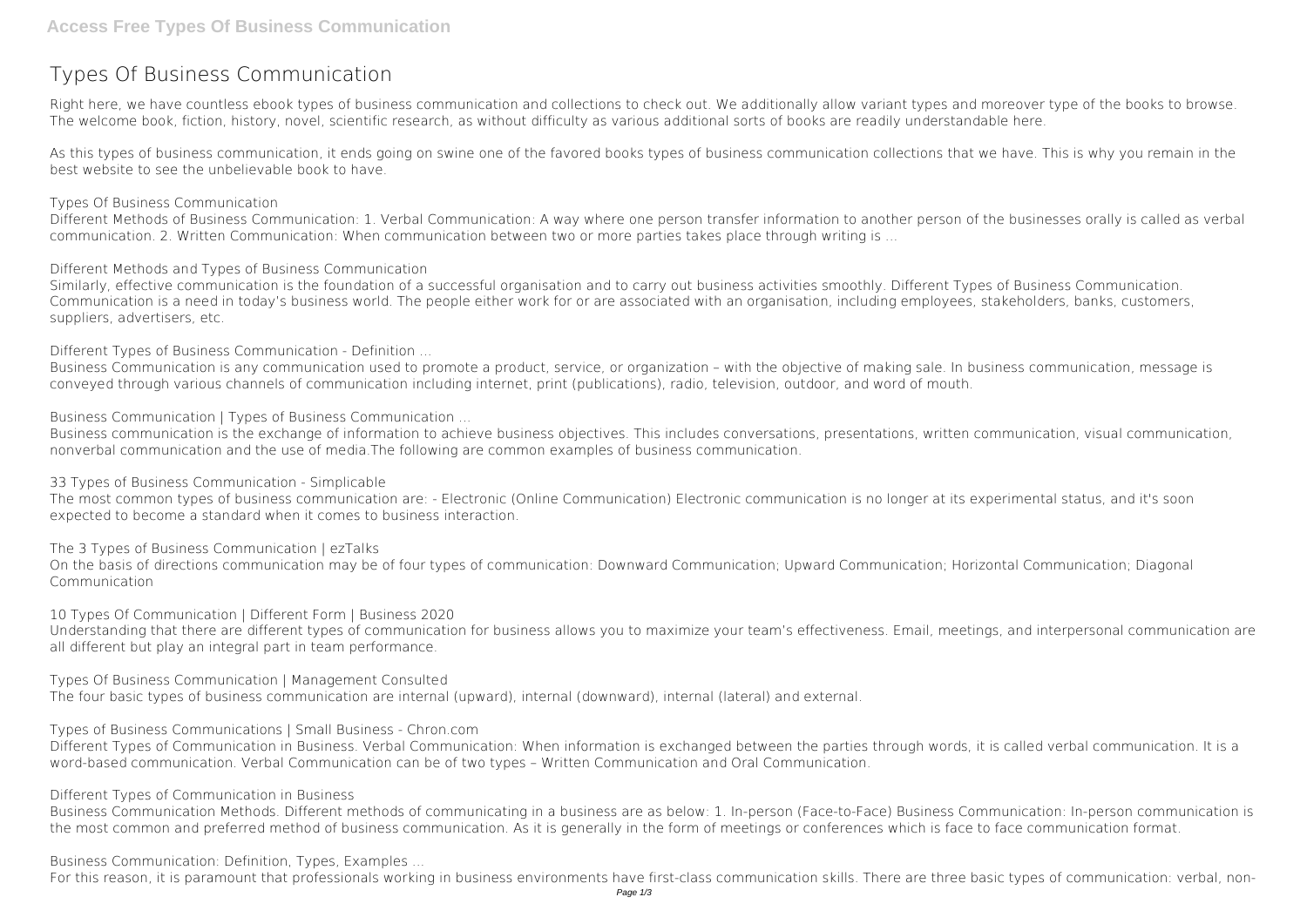# Types Of Business Communication

Right here, we have countless ebook types of business communication and collections to check out. We additionally allow variant types and moreover type of the books to browse. The welcome book, fiction, history, novel, scientific research, as without difficulty as various additional sorts of books are readily understandable here.

As this types of business communication, it ends going on swine one of the favored books types of business communication collections that we have. This is why you remain in the best website to see the unbelievable book to have.

**Types Of Business Communication**

Different Methods of Business Communication: 1. Verbal Communication: A way where one person transfer information to another person of the businesses orally is called as verbal communication. 2. Written Communication: When communication between two or more parties takes place through writing is ...

**Different Methods and Types of Business Communication**

Similarly, effective communication is the foundation of a successful organisation and to carry out business activities smoothly. Different Types of Business Communication. Communication is a need in today's business world. The people either work for or are associated with an organisation, including employees, stakeholders, banks, customers, suppliers, advertisers, etc.

**Different Types of Business Communication - Definition ...**

Business Communication is any communication used to promote a product, service, or organization – with the objective of making sale. In business communication, message is conveyed through various channels of communication including internet, print (publications), radio, television, outdoor, and word of mouth.

**Business Communication | Types of Business Communication ...**

Business communication is the exchange of information to achieve business objectives. This includes conversations, presentations, written communication, visual communication, nonverbal communication and the use of media.The following are common examples of business communication.

**33 Types of Business Communication - Simplicable**

The most common types of business communication are: - Electronic (Online Communication) Electronic communication is no longer at its experimental status, and it's soon expected to become a standard when it comes to business interaction.

**The 3 Types of Business Communication | ezTalks**

On the basis of directions communication may be of four types of communication: Downward Communication; Upward Communication; Horizontal Communication; Diagonal Communication

**10 Types Of Communication | Different Form | Business 2020**

Understanding that there are different types of communication for business allows you to maximize your team's effectiveness. Email, meetings, and interpersonal communication are all different but play an integral part in team performance.

**Types Of Business Communication | Management Consulted**

The four basic types of business communication are internal (upward), internal (downward), internal (lateral) and external.

**Types of Business Communications | Small Business - Chron.com**

Different Types of Communication in Business. Verbal Communication: When information is exchanged between the parties through words, it is called verbal communication. It is a word-based communication. Verbal Communication can be of two types – Written Communication and Oral Communication.

**Different Types of Communication in Business**

Business Communication Methods. Different methods of communicating in a business are as below: 1. In-person (Face-to-Face) Business Communication: In-person communication is the most common and preferred method of business communication. As it is generally in the form of meetings or conferences which is face to face communication format.

**Business Communication: Definition, Types, Examples ...**

For this reason, it is paramount that professionals working in business environments have first-class communication skills. There are three basic types of communication: verbal, non-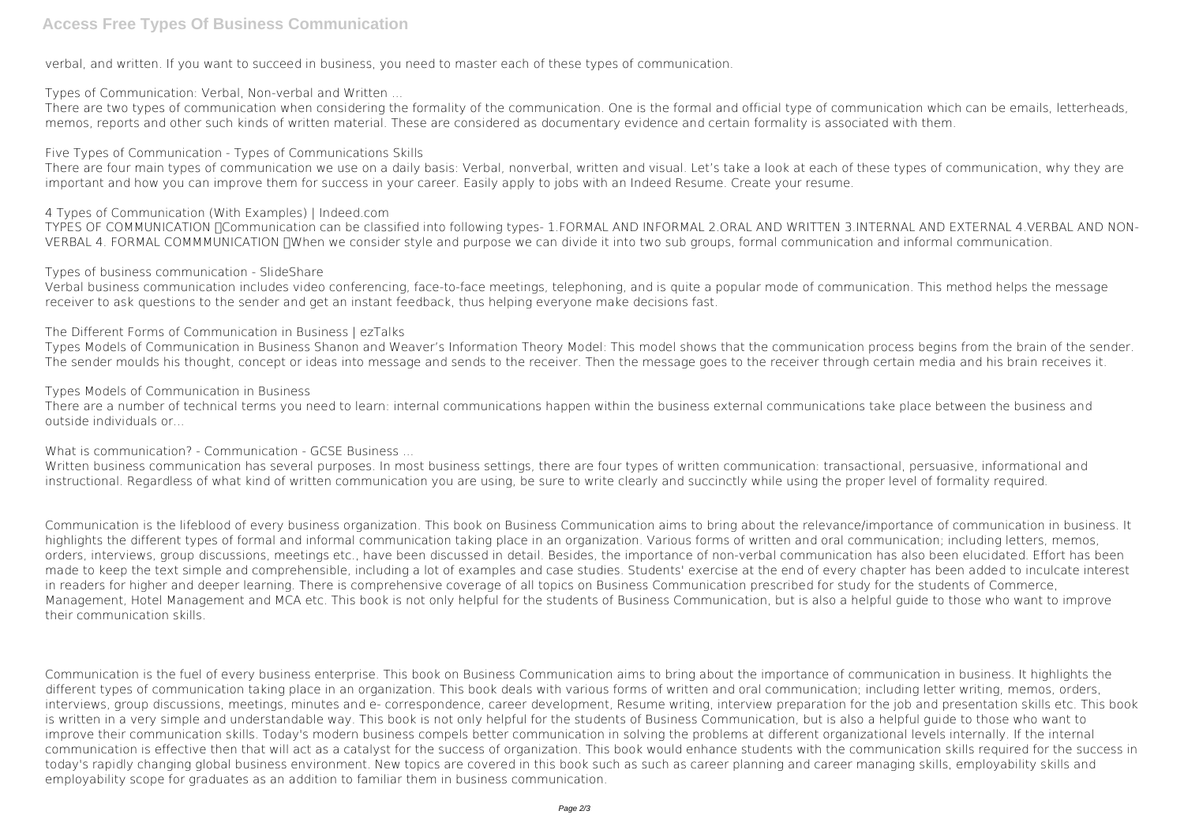verbal, and written. If you want to succeed in business, you need to master each of these types of communication.

**Types of Communication: Verbal, Non-verbal and Written ...**

There are two types of communication when considering the formality of the communication. One is the formal and official type of communication which can be emails, letterheads, memos, reports and other such kinds of written material. These are considered as documentary evidence and certain formality is associated with them.

**Five Types of Communication - Types of Communications Skills**

There are four main types of communication we use on a daily basis: Verbal, nonverbal, written and visual. Let's take a look at each of these types of communication, why they are important and how you can improve them for success in your career. Easily apply to jobs with an Indeed Resume. Create your resume.

**4 Types of Communication (With Examples) | Indeed.com**

TYPES OF COMMUNICATION Communication can be classified into following types- 1.FORMAL AND INFORMAL 2.ORAL AND WRITTEN 3.INTERNAL AND EXTERNAL 4.VERBAL AND NON-VERBAL 4. FORMAL COMMMUNICATION When we consider style and purpose we can divide it into two sub groups, formal communication and informal communication.

**Types of business communication - SlideShare**

Verbal business communication includes video conferencing, face-to-face meetings, telephoning, and is quite a popular mode of communication. This method helps the message receiver to ask questions to the sender and get an instant feedback, thus helping everyone make decisions fast.

**The Different Forms of Communication in Business | ezTalks**

Types Models of Communication in Business Shanon and Weaver's Information Theory Model: This model shows that the communication process begins from the brain of the sender. The sender moulds his thought, concept or ideas into message and sends to the receiver. Then the message goes to the receiver through certain media and his brain receives it.

**Types Models of Communication in Business**

There are a number of technical terms you need to learn: internal communications happen within the business external communications take place between the business and outside individuals or...

**What is communication? - Communication - GCSE Business ...**

Written business communication has several purposes. In most business settings, there are four types of written communication: transactional, persuasive, informational and instructional. Regardless of what kind of written communication you are using, be sure to write clearly and succinctly while using the proper level of formality required.

Communication is the lifeblood of every business organization. This book on Business Communication aims to bring about the relevance/importance of communication in business. It highlights the different types of formal and informal communication taking place in an organization. Various forms of written and oral communication; including letters, memos, orders, interviews, group discussions, meetings etc., have been discussed in detail. Besides, the importance of non-verbal communication has also been elucidated. Effort has been made to keep the text simple and comprehensible, including a lot of examples and case studies. Students' exercise at the end of every chapter has been added to inculcate interest in readers for higher and deeper learning. There is comprehensive coverage of all topics on Business Communication prescribed for study for the students of Commerce, Management, Hotel Management and MCA etc. This book is not only helpful for the students of Business Communication, but is also a helpful guide to those who want to improve their communication skills.

Communication is the fuel of every business enterprise. This book on Business Communication aims to bring about the importance of communication in business. It highlights the different types of communication taking place in an organization. This book deals with various forms of written and oral communication; including letter writing, memos, orders, interviews, group discussions, meetings, minutes and e- correspondence, career development, Resume writing, interview preparation for the job and presentation skills etc. This book is written in a very simple and understandable way. This book is not only helpful for the students of Business Communication, but is also a helpful guide to those who want to improve their communication skills. Today's modern business compels better communication in solving the problems at different organizational levels internally. If the internal communication is effective then that will act as a catalyst for the success of organization. This book would enhance students with the communication skills required for the success in today's rapidly changing global business environment. New topics are covered in this book such as such as career planning and career managing skills, employability skills and employability scope for graduates as an addition to familiar them in business communication.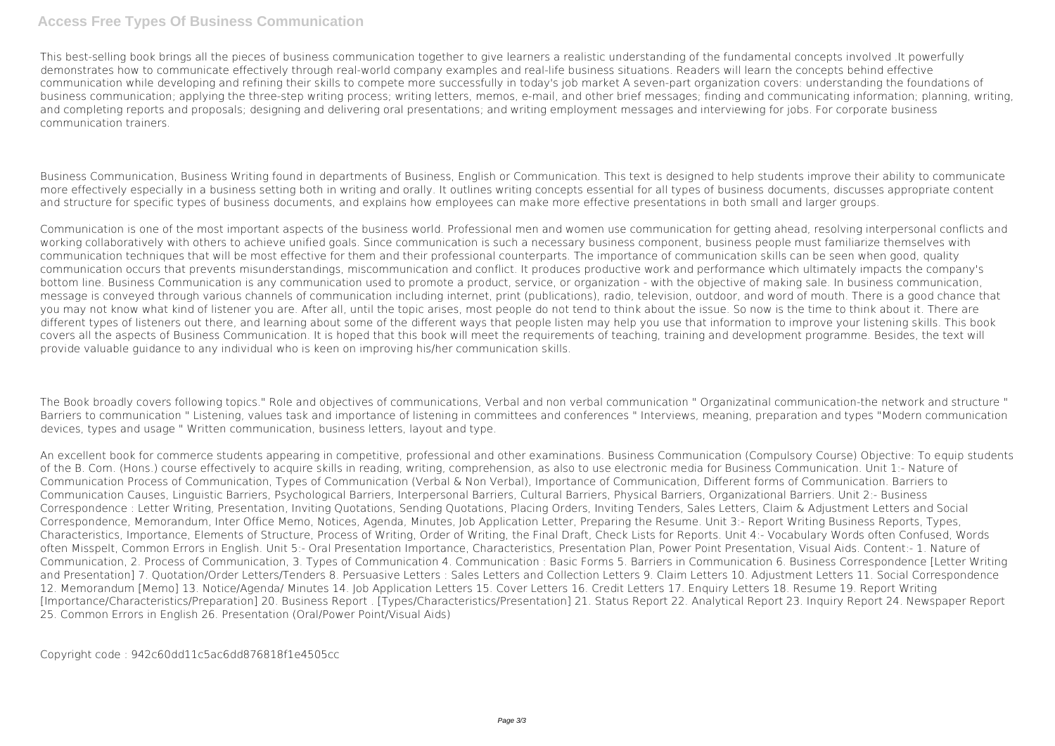This best-selling book brings all the pieces of business communication together to give learners a realistic understanding of the fundamental concepts involved .It powerfully demonstrates how to communicate effectively through real-world company examples and real-life business situations. Readers will learn the concepts behind effective communication while developing and refining their skills to compete more successfully in today's job market A seven-part organization covers: understanding the foundations of business communication; applying the three-step writing process; writing letters, memos, e-mail, and other brief messages; finding and communicating information; planning, writing, and completing reports and proposals; designing and delivering oral presentations; and writing employment messages and interviewing for jobs. For corporate business communication trainers.

Business Communication, Business Writing found in departments of Business, English or Communication. This text is designed to help students improve their ability to communicate more effectively especially in a business setting both in writing and orally. It outlines writing concepts essential for all types of business documents, discusses appropriate content and structure for specific types of business documents, and explains how employees can make more effective presentations in both small and larger groups.

Communication is one of the most important aspects of the business world. Professional men and women use communication for getting ahead, resolving interpersonal conflicts and working collaboratively with others to achieve unified goals. Since communication is such a necessary business component, business people must familiarize themselves with communication techniques that will be most effective for them and their professional counterparts. The importance of communication skills can be seen when good, quality communication occurs that prevents misunderstandings, miscommunication and conflict. It produces productive work and performance which ultimately impacts the company's bottom line. Business Communication is any communication used to promote a product, service, or organization - with the objective of making sale. In business communication, message is conveyed through various channels of communication including internet, print (publications), radio, television, outdoor, and word of mouth. There is a good chance that you may not know what kind of listener you are. After all, until the topic arises, most people do not tend to think about the issue. So now is the time to think about it. There are different types of listeners out there, and learning about some of the different ways that people listen may help you use that information to improve your listening skills. This book covers all the aspects of Business Communication. It is hoped that this book will meet the requirements of teaching, training and development programme. Besides, the text will provide valuable guidance to any individual who is keen on improving his/her communication skills.

The Book broadly covers following topics." Role and objectives of communications, Verbal and non verbal communication " Organizatinal communication-the network and structure " Barriers to communication " Listening, values task and importance of listening in committees and conferences " Interviews, meaning, preparation and types "Modern communication devices, types and usage " Written communication, business letters, layout and type.

An excellent book for commerce students appearing in competitive, professional and other examinations. Business Communication (Compulsory Course) Objective: To equip students of the B. Com. (Hons.) course effectively to acquire skills in reading, writing, comprehension, as also to use electronic media for Business Communication. Unit 1:- Nature of Communication Process of Communication, Types of Communication (Verbal & Non Verbal), Importance of Communication, Different forms of Communication. Barriers to Communication Causes, Linguistic Barriers, Psychological Barriers, Interpersonal Barriers, Cultural Barriers, Physical Barriers, Organizational Barriers. Unit 2:- Business Correspondence : Letter Writing, Presentation, Inviting Quotations, Sending Quotations, Placing Orders, Inviting Tenders, Sales Letters, Claim & Adjustment Letters and Social Correspondence, Memorandum, Inter Office Memo, Notices, Agenda, Minutes, Job Application Letter, Preparing the Resume. Unit 3:- Report Writing Business Reports, Types, Characteristics, Importance, Elements of Structure, Process of Writing, Order of Writing, the Final Draft, Check Lists for Reports. Unit 4:- Vocabulary Words often Confused, Words often Misspelt, Common Errors in English. Unit 5:- Oral Presentation Importance, Characteristics, Presentation Plan, Power Point Presentation, Visual Aids. Content:- 1. Nature of Communication, 2. Process of Communication, 3. Types of Communication 4. Communication : Basic Forms 5. Barriers in Communication 6. Business Correspondence [Letter Writing and Presentation] 7. Quotation/Order Letters/Tenders 8. Persuasive Letters : Sales Letters and Collection Letters 9. Claim Letters 10. Adjustment Letters 11. Social Correspondence 12. Memorandum [Memo] 13. Notice/Agenda/ Minutes 14. Job Application Letters 15. Cover Letters 16. Credit Letters 17. Enquiry Letters 18. Resume 19. Report Writing [Importance/Characteristics/Preparation] 20. Business Report . [Types/Characteristics/Presentation] 21. Status Report 22. Analytical Report 23. Inquiry Report 24. Newspaper Report 25. Common Errors in English 26. Presentation (Oral/Power Point/Visual Aids)

Copyright code : 942c60dd11c5ac6dd876818f1e4505cc